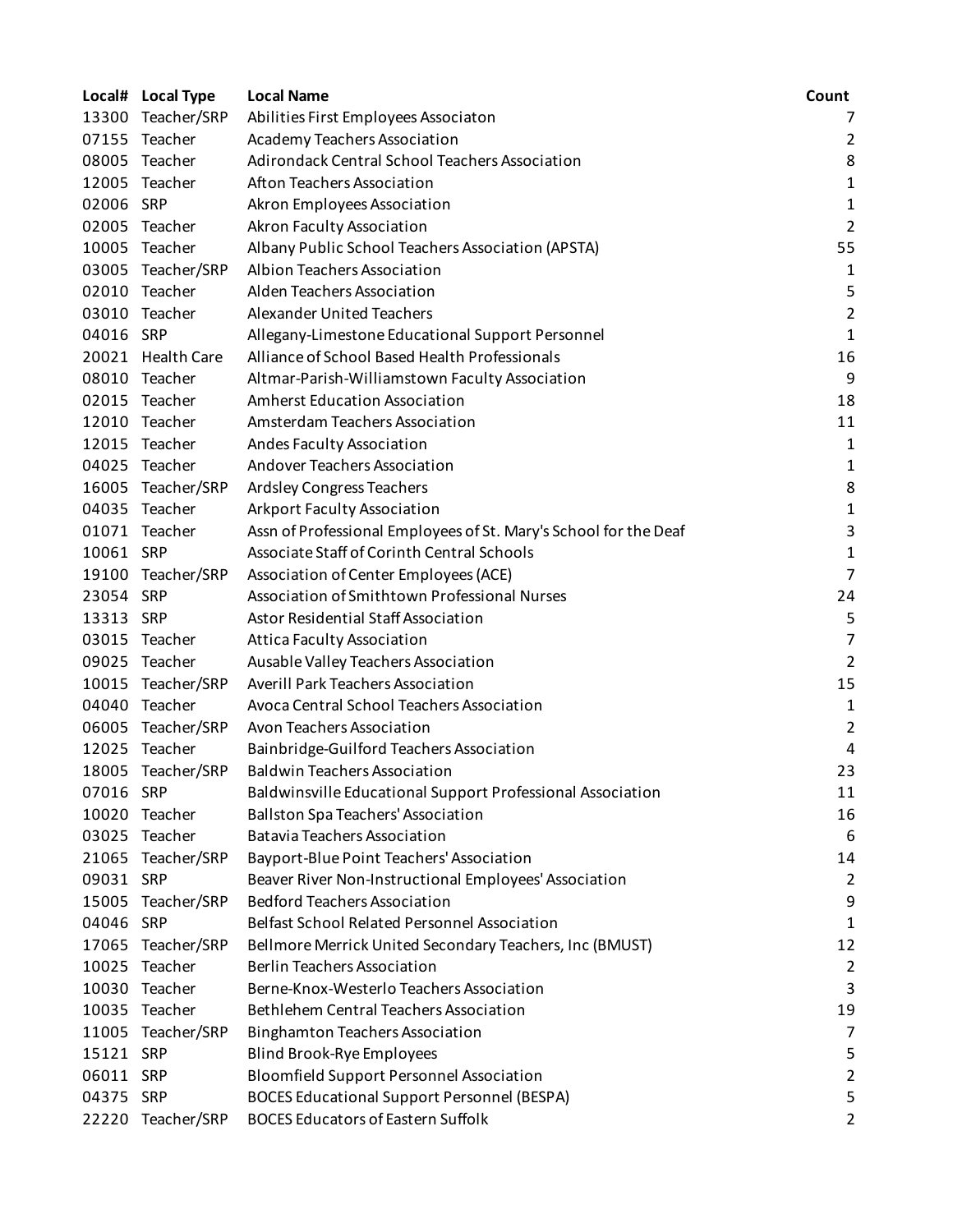| Local# | Local Type | Local Name | Count |
| --- | --- | --- | --- |
| 13300 | Teacher/SRP | Abilities First Employees Associaton | 7 |
| 07155 | Teacher | Academy Teachers Association | 2 |
| 08005 | Teacher | Adirondack Central School Teachers Association | 8 |
| 12005 | Teacher | Afton Teachers Association | 1 |
| 02006 | SRP | Akron Employees Association | 1 |
| 02005 | Teacher | Akron Faculty Association | 2 |
| 10005 | Teacher | Albany Public School Teachers Association (APSTA) | 55 |
| 03005 | Teacher/SRP | Albion Teachers Association | 1 |
| 02010 | Teacher | Alden Teachers Association | 5 |
| 03010 | Teacher | Alexander United Teachers | 2 |
| 04016 | SRP | Allegany-Limestone Educational Support Personnel | 1 |
| 20021 | Health Care | Alliance of School Based Health Professionals | 16 |
| 08010 | Teacher | Altmar-Parish-Williamstown Faculty Association | 9 |
| 02015 | Teacher | Amherst Education Association | 18 |
| 12010 | Teacher | Amsterdam Teachers Association | 11 |
| 12015 | Teacher | Andes Faculty Association | 1 |
| 04025 | Teacher | Andover Teachers Association | 1 |
| 16005 | Teacher/SRP | Ardsley Congress Teachers | 8 |
| 04035 | Teacher | Arkport Faculty Association | 1 |
| 01071 | Teacher | Assn of Professional Employees of St. Mary's School for the Deaf | 3 |
| 10061 | SRP | Associate Staff of Corinth Central Schools | 1 |
| 19100 | Teacher/SRP | Association of Center Employees (ACE) | 7 |
| 23054 | SRP | Association of Smithtown Professional Nurses | 24 |
| 13313 | SRP | Astor Residential Staff Association | 5 |
| 03015 | Teacher | Attica Faculty Association | 7 |
| 09025 | Teacher | Ausable Valley Teachers Association | 2 |
| 10015 | Teacher/SRP | Averill Park Teachers Association | 15 |
| 04040 | Teacher | Avoca Central School Teachers Association | 1 |
| 06005 | Teacher/SRP | Avon Teachers Association | 2 |
| 12025 | Teacher | Bainbridge-Guilford Teachers Association | 4 |
| 18005 | Teacher/SRP | Baldwin Teachers Association | 23 |
| 07016 | SRP | Baldwinsville Educational Support Professional Association | 11 |
| 10020 | Teacher | Ballston Spa Teachers' Association | 16 |
| 03025 | Teacher | Batavia Teachers Association | 6 |
| 21065 | Teacher/SRP | Bayport-Blue Point Teachers' Association | 14 |
| 09031 | SRP | Beaver River Non-Instructional Employees' Association | 2 |
| 15005 | Teacher/SRP | Bedford Teachers Association | 9 |
| 04046 | SRP | Belfast School Related Personnel Association | 1 |
| 17065 | Teacher/SRP | Bellmore Merrick United Secondary Teachers, Inc (BMUST) | 12 |
| 10025 | Teacher | Berlin Teachers Association | 2 |
| 10030 | Teacher | Berne-Knox-Westerlo Teachers Association | 3 |
| 10035 | Teacher | Bethlehem Central Teachers Association | 19 |
| 11005 | Teacher/SRP | Binghamton Teachers Association | 7 |
| 15121 | SRP | Blind Brook-Rye Employees | 5 |
| 06011 | SRP | Bloomfield Support Personnel Association | 2 |
| 04375 | SRP | BOCES Educational Support Personnel (BESPA) | 5 |
| 22220 | Teacher/SRP | BOCES Educators of Eastern Suffolk | 2 |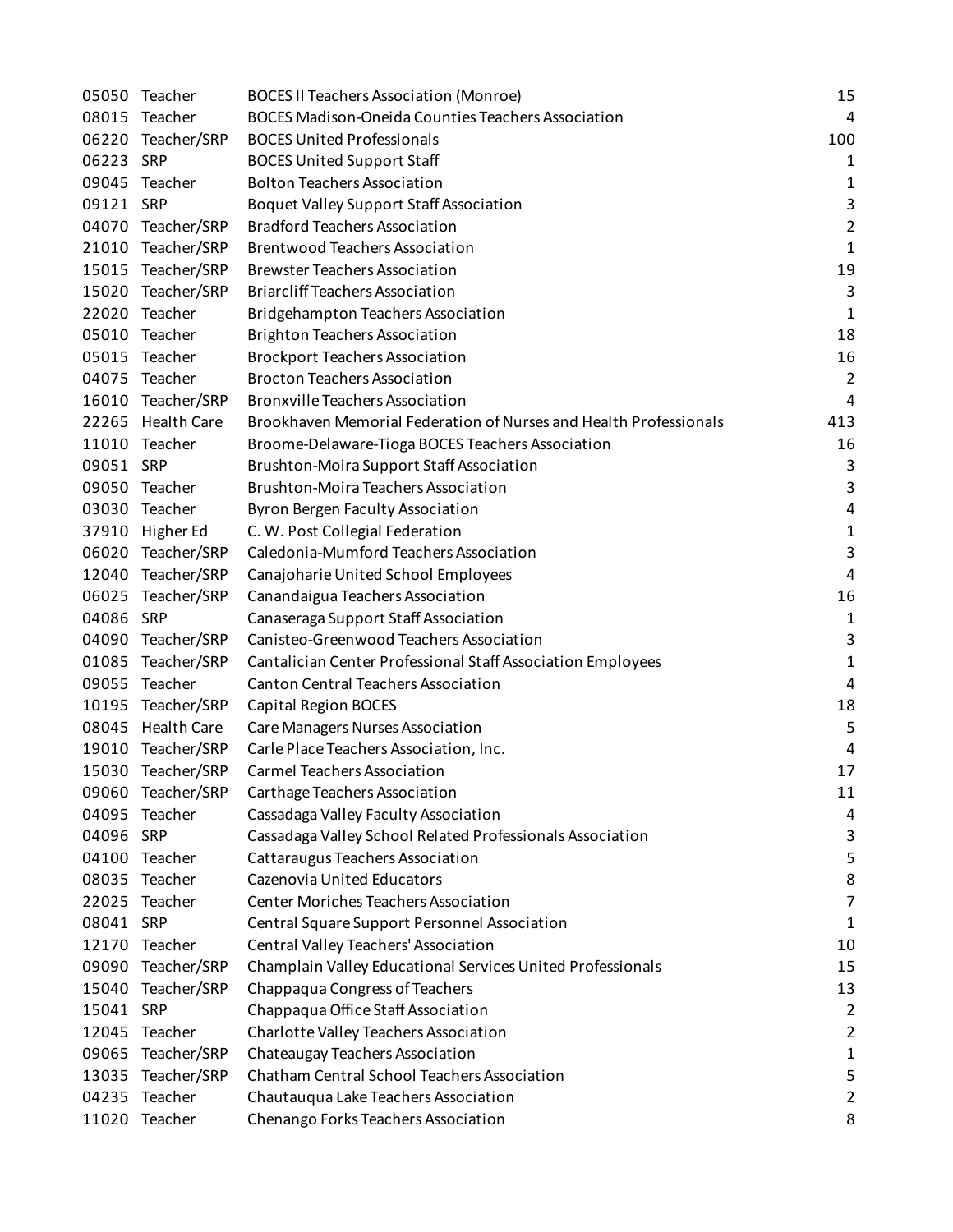| | | | |
|---|---|---|---|
| 05050 | Teacher | BOCES II Teachers Association (Monroe) | 15 |
| 08015 | Teacher | BOCES Madison-Oneida Counties Teachers Association | 4 |
| 06220 | Teacher/SRP | BOCES United Professionals | 100 |
| 06223 | SRP | BOCES United Support Staff | 1 |
| 09045 | Teacher | Bolton Teachers Association | 1 |
| 09121 | SRP | Boquet Valley Support Staff Association | 3 |
| 04070 | Teacher/SRP | Bradford Teachers Association | 2 |
| 21010 | Teacher/SRP | Brentwood Teachers Association | 1 |
| 15015 | Teacher/SRP | Brewster Teachers Association | 19 |
| 15020 | Teacher/SRP | Briarcliff Teachers Association | 3 |
| 22020 | Teacher | Bridgehampton Teachers Association | 1 |
| 05010 | Teacher | Brighton Teachers Association | 18 |
| 05015 | Teacher | Brockport Teachers Association | 16 |
| 04075 | Teacher | Brocton Teachers Association | 2 |
| 16010 | Teacher/SRP | Bronxville Teachers Association | 4 |
| 22265 | Health Care | Brookhaven Memorial Federation of Nurses and Health Professionals | 413 |
| 11010 | Teacher | Broome-Delaware-Tioga BOCES Teachers Association | 16 |
| 09051 | SRP | Brushton-Moira Support Staff Association | 3 |
| 09050 | Teacher | Brushton-Moira Teachers Association | 3 |
| 03030 | Teacher | Byron Bergen Faculty Association | 4 |
| 37910 | Higher Ed | C. W. Post Collegial Federation | 1 |
| 06020 | Teacher/SRP | Caledonia-Mumford Teachers Association | 3 |
| 12040 | Teacher/SRP | Canajoharie United School Employees | 4 |
| 06025 | Teacher/SRP | Canandaigua Teachers Association | 16 |
| 04086 | SRP | Canaseraga Support Staff Association | 1 |
| 04090 | Teacher/SRP | Canisteo-Greenwood Teachers Association | 3 |
| 01085 | Teacher/SRP | Cantalician Center Professional Staff Association Employees | 1 |
| 09055 | Teacher | Canton Central Teachers Association | 4 |
| 10195 | Teacher/SRP | Capital Region BOCES | 18 |
| 08045 | Health Care | Care Managers Nurses Association | 5 |
| 19010 | Teacher/SRP | Carle Place Teachers Association, Inc. | 4 |
| 15030 | Teacher/SRP | Carmel Teachers Association | 17 |
| 09060 | Teacher/SRP | Carthage Teachers Association | 11 |
| 04095 | Teacher | Cassadaga Valley Faculty Association | 4 |
| 04096 | SRP | Cassadaga Valley School Related Professionals Association | 3 |
| 04100 | Teacher | Cattaraugus Teachers Association | 5 |
| 08035 | Teacher | Cazenovia United Educators | 8 |
| 22025 | Teacher | Center Moriches Teachers Association | 7 |
| 08041 | SRP | Central Square Support Personnel Association | 1 |
| 12170 | Teacher | Central Valley Teachers' Association | 10 |
| 09090 | Teacher/SRP | Champlain Valley Educational Services United Professionals | 15 |
| 15040 | Teacher/SRP | Chappaqua Congress of Teachers | 13 |
| 15041 | SRP | Chappaqua Office Staff Association | 2 |
| 12045 | Teacher | Charlotte Valley Teachers Association | 2 |
| 09065 | Teacher/SRP | Chateaugay Teachers Association | 1 |
| 13035 | Teacher/SRP | Chatham Central School Teachers Association | 5 |
| 04235 | Teacher | Chautauqua Lake Teachers Association | 2 |
| 11020 | Teacher | Chenango Forks Teachers Association | 8 |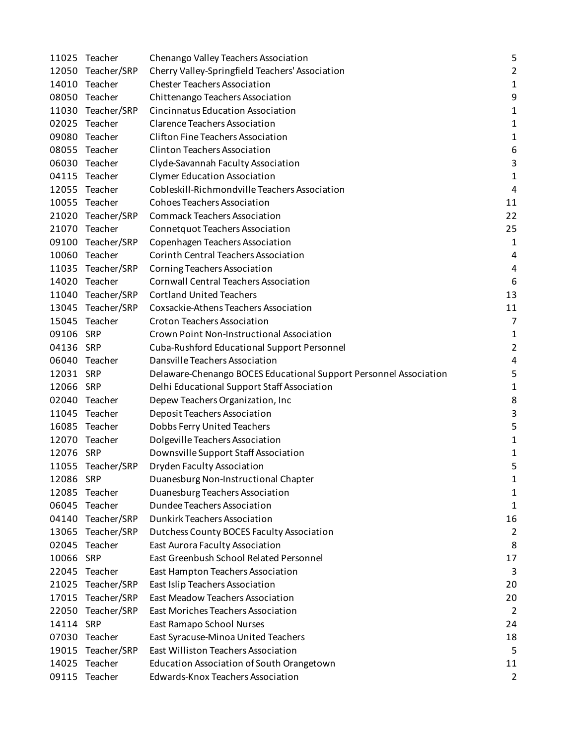| | | | |
|---|---|---|---|
| 11025 | Teacher | Chenango Valley Teachers Association | 5 |
| 12050 | Teacher/SRP | Cherry Valley-Springfield Teachers' Association | 2 |
| 14010 | Teacher | Chester Teachers Association | 1 |
| 08050 | Teacher | Chittenango Teachers Association | 9 |
| 11030 | Teacher/SRP | Cincinnatus Education Association | 1 |
| 02025 | Teacher | Clarence Teachers Association | 1 |
| 09080 | Teacher | Clifton Fine Teachers Association | 1 |
| 08055 | Teacher | Clinton Teachers Association | 6 |
| 06030 | Teacher | Clyde-Savannah Faculty Association | 3 |
| 04115 | Teacher | Clymer Education Association | 1 |
| 12055 | Teacher | Cobleskill-Richmondville Teachers Association | 4 |
| 10055 | Teacher | Cohoes Teachers Association | 11 |
| 21020 | Teacher/SRP | Commack Teachers Association | 22 |
| 21070 | Teacher | Connetquot Teachers Association | 25 |
| 09100 | Teacher/SRP | Copenhagen Teachers Association | 1 |
| 10060 | Teacher | Corinth Central Teachers Association | 4 |
| 11035 | Teacher/SRP | Corning Teachers Association | 4 |
| 14020 | Teacher | Cornwall Central Teachers Association | 6 |
| 11040 | Teacher/SRP | Cortland United Teachers | 13 |
| 13045 | Teacher/SRP | Coxsackie-Athens Teachers Association | 11 |
| 15045 | Teacher | Croton Teachers Association | 7 |
| 09106 | SRP | Crown Point Non-Instructional Association | 1 |
| 04136 | SRP | Cuba-Rushford Educational Support Personnel | 2 |
| 06040 | Teacher | Dansville Teachers Association | 4 |
| 12031 | SRP | Delaware-Chenango BOCES Educational Support Personnel Association | 5 |
| 12066 | SRP | Delhi Educational Support Staff Association | 1 |
| 02040 | Teacher | Depew Teachers Organization, Inc | 8 |
| 11045 | Teacher | Deposit Teachers Association | 3 |
| 16085 | Teacher | Dobbs Ferry United Teachers | 5 |
| 12070 | Teacher | Dolgeville Teachers Association | 1 |
| 12076 | SRP | Downsville Support Staff Association | 1 |
| 11055 | Teacher/SRP | Dryden Faculty Association | 5 |
| 12086 | SRP | Duanesburg Non-Instructional Chapter | 1 |
| 12085 | Teacher | Duanesburg Teachers Association | 1 |
| 06045 | Teacher | Dundee Teachers Association | 1 |
| 04140 | Teacher/SRP | Dunkirk Teachers Association | 16 |
| 13065 | Teacher/SRP | Dutchess County BOCES Faculty Association | 2 |
| 02045 | Teacher | East Aurora Faculty Association | 8 |
| 10066 | SRP | East Greenbush School Related Personnel | 17 |
| 22045 | Teacher | East Hampton Teachers Association | 3 |
| 21025 | Teacher/SRP | East Islip Teachers Association | 20 |
| 17015 | Teacher/SRP | East Meadow Teachers Association | 20 |
| 22050 | Teacher/SRP | East Moriches Teachers Association | 2 |
| 14114 | SRP | East Ramapo School Nurses | 24 |
| 07030 | Teacher | East Syracuse-Minoa United Teachers | 18 |
| 19015 | Teacher/SRP | East Williston Teachers Association | 5 |
| 14025 | Teacher | Education Association of South Orangetown | 11 |
| 09115 | Teacher | Edwards-Knox Teachers Association | 2 |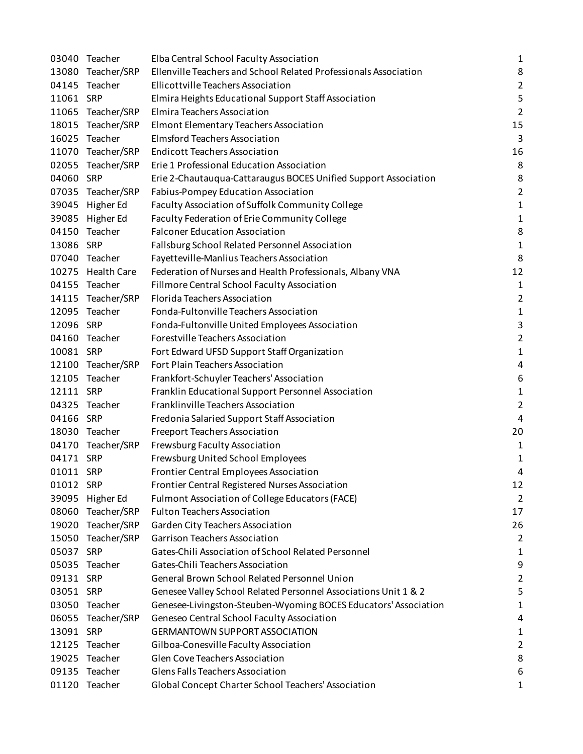| | | | |
|---|---|---|---|
| 03040 | Teacher | Elba Central School Faculty Association | 1 |
| 13080 | Teacher/SRP | Ellenville Teachers and School Related Professionals Association | 8 |
| 04145 | Teacher | Ellicottville Teachers Association | 2 |
| 11061 | SRP | Elmira Heights Educational Support Staff Association | 5 |
| 11065 | Teacher/SRP | Elmira Teachers Association | 2 |
| 18015 | Teacher/SRP | Elmont Elementary Teachers Association | 15 |
| 16025 | Teacher | Elmsford Teachers Association | 3 |
| 11070 | Teacher/SRP | Endicott Teachers Association | 16 |
| 02055 | Teacher/SRP | Erie 1 Professional Education Association | 8 |
| 04060 | SRP | Erie 2-Chautauqua-Cattaraugus BOCES Unified Support Association | 8 |
| 07035 | Teacher/SRP | Fabius-Pompey Education Association | 2 |
| 39045 | Higher Ed | Faculty Association of Suffolk Community College | 1 |
| 39085 | Higher Ed | Faculty Federation of Erie Community College | 1 |
| 04150 | Teacher | Falconer Education Association | 8 |
| 13086 | SRP | Fallsburg School Related Personnel Association | 1 |
| 07040 | Teacher | Fayetteville-Manlius Teachers Association | 8 |
| 10275 | Health Care | Federation of Nurses and Health Professionals, Albany VNA | 12 |
| 04155 | Teacher | Fillmore Central School Faculty Association | 1 |
| 14115 | Teacher/SRP | Florida Teachers Association | 2 |
| 12095 | Teacher | Fonda-Fultonville Teachers Association | 1 |
| 12096 | SRP | Fonda-Fultonville United Employees Association | 3 |
| 04160 | Teacher | Forestville Teachers Association | 2 |
| 10081 | SRP | Fort Edward UFSD Support Staff Organization | 1 |
| 12100 | Teacher/SRP | Fort Plain Teachers Association | 4 |
| 12105 | Teacher | Frankfort-Schuyler Teachers' Association | 6 |
| 12111 | SRP | Franklin Educational Support Personnel Association | 1 |
| 04325 | Teacher | Franklinville Teachers Association | 2 |
| 04166 | SRP | Fredonia Salaried Support Staff Association | 4 |
| 18030 | Teacher | Freeport Teachers Association | 20 |
| 04170 | Teacher/SRP | Frewsburg Faculty Association | 1 |
| 04171 | SRP | Frewsburg United School Employees | 1 |
| 01011 | SRP | Frontier Central Employees Association | 4 |
| 01012 | SRP | Frontier Central Registered Nurses Association | 12 |
| 39095 | Higher Ed | Fulmont Association of College Educators (FACE) | 2 |
| 08060 | Teacher/SRP | Fulton Teachers Association | 17 |
| 19020 | Teacher/SRP | Garden City Teachers Association | 26 |
| 15050 | Teacher/SRP | Garrison Teachers Association | 2 |
| 05037 | SRP | Gates-Chili Association of School Related Personnel | 1 |
| 05035 | Teacher | Gates-Chili Teachers Association | 9 |
| 09131 | SRP | General Brown School Related Personnel Union | 2 |
| 03051 | SRP | Genesee Valley School Related Personnel Associations Unit 1 & 2 | 5 |
| 03050 | Teacher | Genesee-Livingston-Steuben-Wyoming BOCES Educators' Association | 1 |
| 06055 | Teacher/SRP | Geneseo Central School Faculty Association | 4 |
| 13091 | SRP | GERMANTOWN SUPPORT ASSOCIATION | 1 |
| 12125 | Teacher | Gilboa-Conesville Faculty Association | 2 |
| 19025 | Teacher | Glen Cove Teachers Association | 8 |
| 09135 | Teacher | Glens Falls Teachers Association | 6 |
| 01120 | Teacher | Global Concept Charter School Teachers' Association | 1 |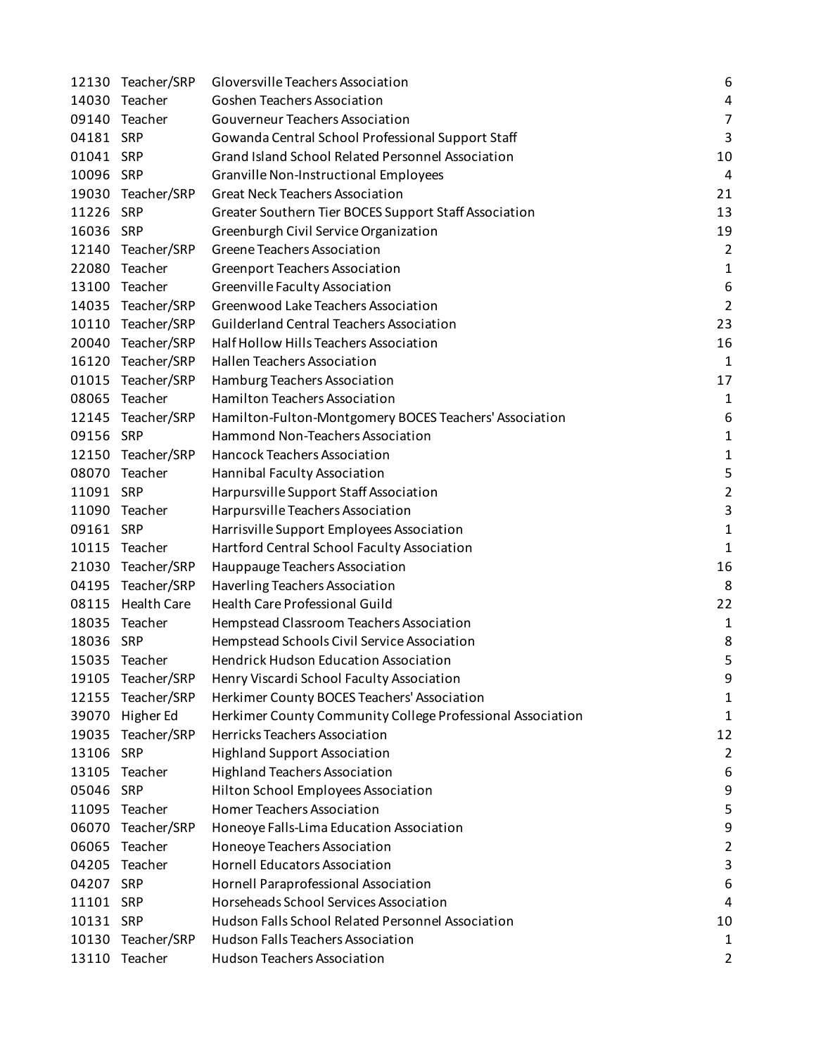| | | | |
|---|---|---|---|
| 12130 | Teacher/SRP | Gloversville Teachers Association | 6 |
| 14030 | Teacher | Goshen Teachers Association | 4 |
| 09140 | Teacher | Gouverneur Teachers Association | 7 |
| 04181 | SRP | Gowanda Central School Professional Support Staff | 3 |
| 01041 | SRP | Grand Island School Related Personnel Association | 10 |
| 10096 | SRP | Granville Non-Instructional Employees | 4 |
| 19030 | Teacher/SRP | Great Neck Teachers Association | 21 |
| 11226 | SRP | Greater Southern Tier BOCES Support Staff Association | 13 |
| 16036 | SRP | Greenburgh Civil Service Organization | 19 |
| 12140 | Teacher/SRP | Greene Teachers Association | 2 |
| 22080 | Teacher | Greenport Teachers Association | 1 |
| 13100 | Teacher | Greenville Faculty Association | 6 |
| 14035 | Teacher/SRP | Greenwood Lake Teachers Association | 2 |
| 10110 | Teacher/SRP | Guilderland Central Teachers Association | 23 |
| 20040 | Teacher/SRP | Half Hollow Hills Teachers Association | 16 |
| 16120 | Teacher/SRP | Hallen Teachers Association | 1 |
| 01015 | Teacher/SRP | Hamburg Teachers Association | 17 |
| 08065 | Teacher | Hamilton Teachers Association | 1 |
| 12145 | Teacher/SRP | Hamilton-Fulton-Montgomery BOCES Teachers' Association | 6 |
| 09156 | SRP | Hammond Non-Teachers Association | 1 |
| 12150 | Teacher/SRP | Hancock Teachers Association | 1 |
| 08070 | Teacher | Hannibal Faculty Association | 5 |
| 11091 | SRP | Harpursville Support Staff Association | 2 |
| 11090 | Teacher | Harpursville Teachers Association | 3 |
| 09161 | SRP | Harrisville Support Employees Association | 1 |
| 10115 | Teacher | Hartford Central School Faculty Association | 1 |
| 21030 | Teacher/SRP | Hauppauge Teachers Association | 16 |
| 04195 | Teacher/SRP | Haverling Teachers Association | 8 |
| 08115 | Health Care | Health Care Professional Guild | 22 |
| 18035 | Teacher | Hempstead Classroom Teachers Association | 1 |
| 18036 | SRP | Hempstead Schools Civil Service Association | 8 |
| 15035 | Teacher | Hendrick Hudson Education Association | 5 |
| 19105 | Teacher/SRP | Henry Viscardi School Faculty Association | 9 |
| 12155 | Teacher/SRP | Herkimer County BOCES Teachers' Association | 1 |
| 39070 | Higher Ed | Herkimer County Community College Professional Association | 1 |
| 19035 | Teacher/SRP | Herricks Teachers Association | 12 |
| 13106 | SRP | Highland Support Association | 2 |
| 13105 | Teacher | Highland Teachers Association | 6 |
| 05046 | SRP | Hilton School Employees Association | 9 |
| 11095 | Teacher | Homer Teachers Association | 5 |
| 06070 | Teacher/SRP | Honeoye Falls-Lima Education Association | 9 |
| 06065 | Teacher | Honeoye Teachers Association | 2 |
| 04205 | Teacher | Hornell Educators Association | 3 |
| 04207 | SRP | Hornell Paraprofessional Association | 6 |
| 11101 | SRP | Horseheads School Services Association | 4 |
| 10131 | SRP | Hudson Falls School Related Personnel Association | 10 |
| 10130 | Teacher/SRP | Hudson Falls Teachers Association | 1 |
| 13110 | Teacher | Hudson Teachers Association | 2 |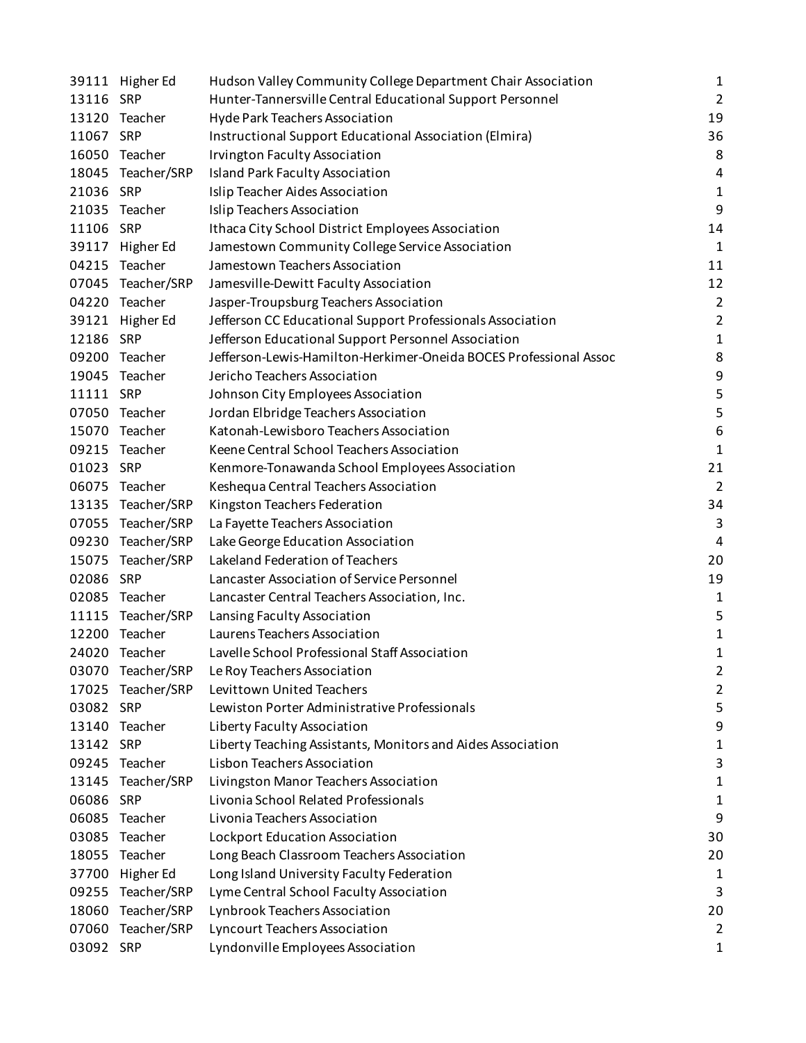| | | | |
|---|---|---|---|
| 39111 | Higher Ed | Hudson Valley Community College Department Chair Association | 1 |
| 13116 | SRP | Hunter-Tannersville Central Educational Support Personnel | 2 |
| 13120 | Teacher | Hyde Park Teachers Association | 19 |
| 11067 | SRP | Instructional Support Educational Association (Elmira) | 36 |
| 16050 | Teacher | Irvington Faculty Association | 8 |
| 18045 | Teacher/SRP | Island Park Faculty Association | 4 |
| 21036 | SRP | Islip Teacher Aides Association | 1 |
| 21035 | Teacher | Islip Teachers Association | 9 |
| 11106 | SRP | Ithaca City School District Employees Association | 14 |
| 39117 | Higher Ed | Jamestown Community College Service Association | 1 |
| 04215 | Teacher | Jamestown Teachers Association | 11 |
| 07045 | Teacher/SRP | Jamesville-Dewitt Faculty Association | 12 |
| 04220 | Teacher | Jasper-Troupsburg Teachers Association | 2 |
| 39121 | Higher Ed | Jefferson CC Educational Support Professionals Association | 2 |
| 12186 | SRP | Jefferson Educational Support Personnel Association | 1 |
| 09200 | Teacher | Jefferson-Lewis-Hamilton-Herkimer-Oneida BOCES Professional Assoc | 8 |
| 19045 | Teacher | Jericho Teachers Association | 9 |
| 11111 | SRP | Johnson City Employees Association | 5 |
| 07050 | Teacher | Jordan Elbridge Teachers Association | 5 |
| 15070 | Teacher | Katonah-Lewisboro Teachers Association | 6 |
| 09215 | Teacher | Keene Central School Teachers Association | 1 |
| 01023 | SRP | Kenmore-Tonawanda School Employees Association | 21 |
| 06075 | Teacher | Keshequa Central Teachers Association | 2 |
| 13135 | Teacher/SRP | Kingston Teachers Federation | 34 |
| 07055 | Teacher/SRP | La Fayette Teachers Association | 3 |
| 09230 | Teacher/SRP | Lake George Education Association | 4 |
| 15075 | Teacher/SRP | Lakeland Federation of Teachers | 20 |
| 02086 | SRP | Lancaster Association of Service Personnel | 19 |
| 02085 | Teacher | Lancaster Central Teachers Association, Inc. | 1 |
| 11115 | Teacher/SRP | Lansing Faculty Association | 5 |
| 12200 | Teacher | Laurens Teachers Association | 1 |
| 24020 | Teacher | Lavelle School Professional Staff Association | 1 |
| 03070 | Teacher/SRP | Le Roy Teachers Association | 2 |
| 17025 | Teacher/SRP | Levittown United Teachers | 2 |
| 03082 | SRP | Lewiston Porter Administrative Professionals | 5 |
| 13140 | Teacher | Liberty Faculty Association | 9 |
| 13142 | SRP | Liberty Teaching Assistants, Monitors and Aides Association | 1 |
| 09245 | Teacher | Lisbon Teachers Association | 3 |
| 13145 | Teacher/SRP | Livingston Manor Teachers Association | 1 |
| 06086 | SRP | Livonia School Related Professionals | 1 |
| 06085 | Teacher | Livonia Teachers Association | 9 |
| 03085 | Teacher | Lockport Education Association | 30 |
| 18055 | Teacher | Long Beach Classroom Teachers Association | 20 |
| 37700 | Higher Ed | Long Island University Faculty Federation | 1 |
| 09255 | Teacher/SRP | Lyme Central School Faculty Association | 3 |
| 18060 | Teacher/SRP | Lynbrook Teachers Association | 20 |
| 07060 | Teacher/SRP | Lyncourt Teachers Association | 2 |
| 03092 | SRP | Lyndonville Employees Association | 1 |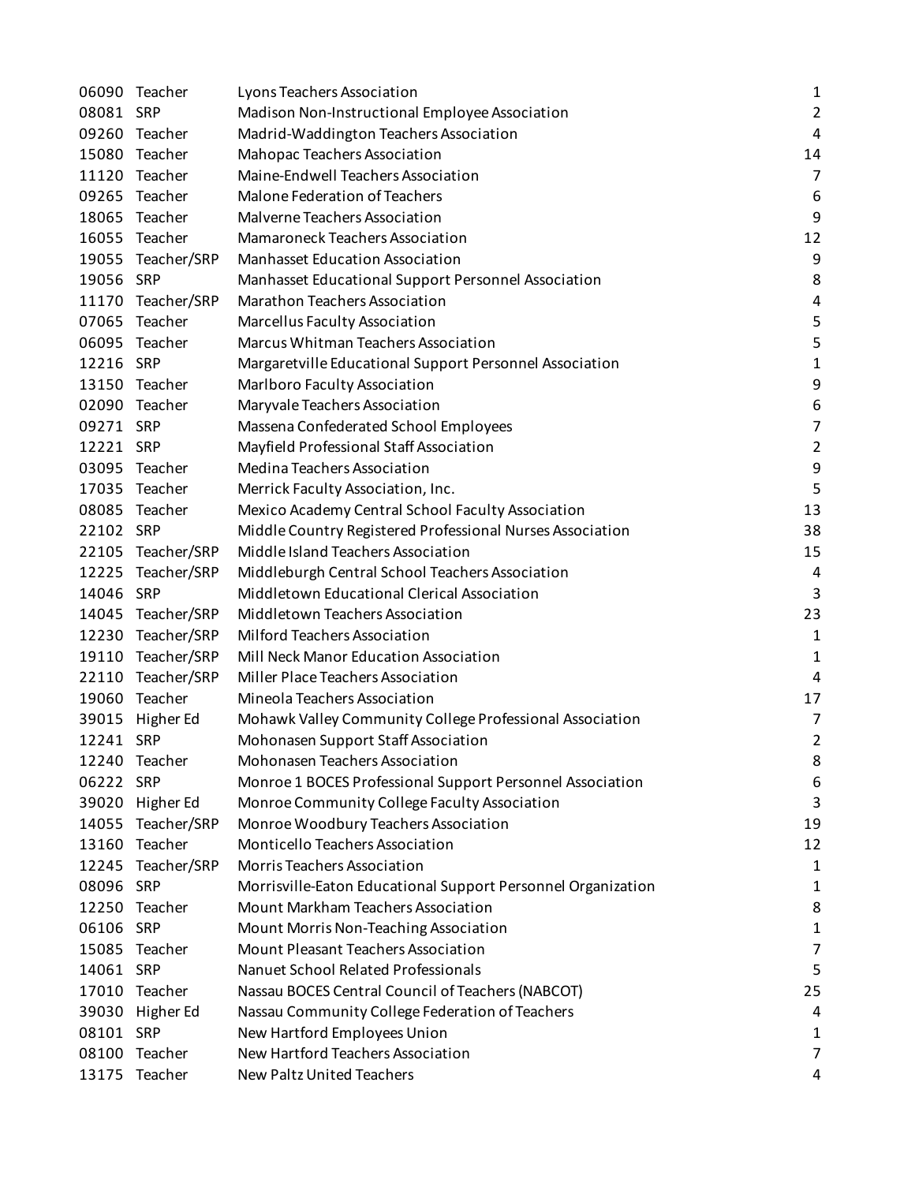| | | | |
|---|---|---|---|
| 06090 | Teacher | Lyons Teachers Association | 1 |
| 08081 | SRP | Madison Non-Instructional Employee Association | 2 |
| 09260 | Teacher | Madrid-Waddington Teachers Association | 4 |
| 15080 | Teacher | Mahopac Teachers Association | 14 |
| 11120 | Teacher | Maine-Endwell Teachers Association | 7 |
| 09265 | Teacher | Malone Federation of Teachers | 6 |
| 18065 | Teacher | Malverne Teachers Association | 9 |
| 16055 | Teacher | Mamaroneck Teachers Association | 12 |
| 19055 | Teacher/SRP | Manhasset Education Association | 9 |
| 19056 | SRP | Manhasset Educational Support Personnel Association | 8 |
| 11170 | Teacher/SRP | Marathon Teachers Association | 4 |
| 07065 | Teacher | Marcellus Faculty Association | 5 |
| 06095 | Teacher | Marcus Whitman Teachers Association | 5 |
| 12216 | SRP | Margaretville Educational Support Personnel Association | 1 |
| 13150 | Teacher | Marlboro Faculty Association | 9 |
| 02090 | Teacher | Maryvale Teachers Association | 6 |
| 09271 | SRP | Massena Confederated School Employees | 7 |
| 12221 | SRP | Mayfield Professional Staff Association | 2 |
| 03095 | Teacher | Medina Teachers Association | 9 |
| 17035 | Teacher | Merrick Faculty Association, Inc. | 5 |
| 08085 | Teacher | Mexico Academy Central School Faculty Association | 13 |
| 22102 | SRP | Middle Country Registered Professional Nurses Association | 38 |
| 22105 | Teacher/SRP | Middle Island Teachers Association | 15 |
| 12225 | Teacher/SRP | Middleburgh Central School Teachers Association | 4 |
| 14046 | SRP | Middletown Educational Clerical Association | 3 |
| 14045 | Teacher/SRP | Middletown Teachers Association | 23 |
| 12230 | Teacher/SRP | Milford Teachers Association | 1 |
| 19110 | Teacher/SRP | Mill Neck Manor Education Association | 1 |
| 22110 | Teacher/SRP | Miller Place Teachers Association | 4 |
| 19060 | Teacher | Mineola Teachers Association | 17 |
| 39015 | Higher Ed | Mohawk Valley Community College Professional Association | 7 |
| 12241 | SRP | Mohonasen Support Staff Association | 2 |
| 12240 | Teacher | Mohonasen Teachers Association | 8 |
| 06222 | SRP | Monroe 1 BOCES Professional Support Personnel Association | 6 |
| 39020 | Higher Ed | Monroe Community College Faculty Association | 3 |
| 14055 | Teacher/SRP | Monroe Woodbury Teachers Association | 19 |
| 13160 | Teacher | Monticello Teachers Association | 12 |
| 12245 | Teacher/SRP | Morris Teachers Association | 1 |
| 08096 | SRP | Morrisville-Eaton Educational Support Personnel Organization | 1 |
| 12250 | Teacher | Mount Markham Teachers Association | 8 |
| 06106 | SRP | Mount Morris Non-Teaching Association | 1 |
| 15085 | Teacher | Mount Pleasant Teachers Association | 7 |
| 14061 | SRP | Nanuet School Related Professionals | 5 |
| 17010 | Teacher | Nassau BOCES Central Council of Teachers (NABCOT) | 25 |
| 39030 | Higher Ed | Nassau Community College Federation of Teachers | 4 |
| 08101 | SRP | New Hartford Employees Union | 1 |
| 08100 | Teacher | New Hartford Teachers Association | 7 |
| 13175 | Teacher | New Paltz United Teachers | 4 |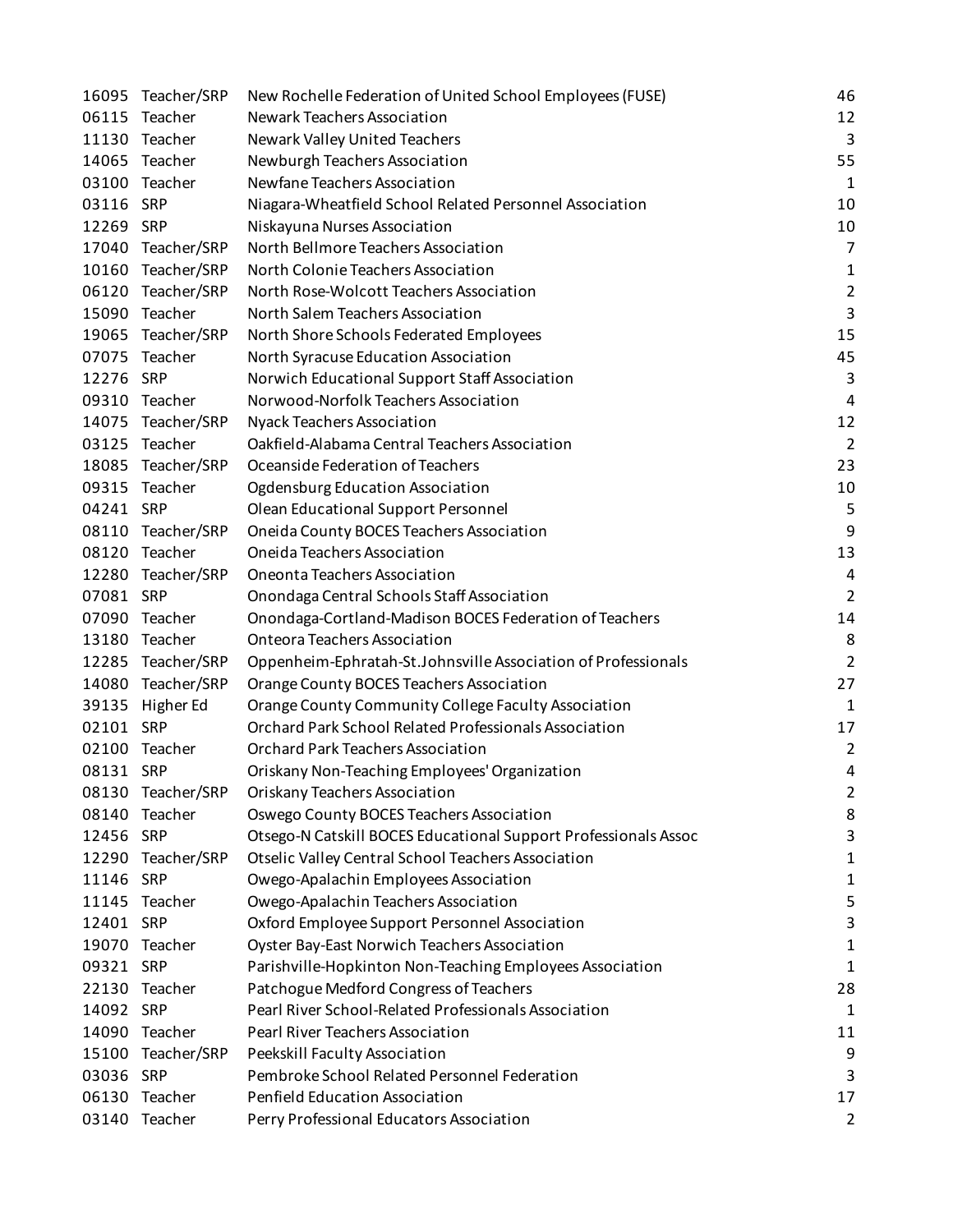| | | | |
|---|---|---|---|
| 16095 | Teacher/SRP | New Rochelle Federation of United School Employees (FUSE) | 46 |
| 06115 | Teacher | Newark Teachers Association | 12 |
| 11130 | Teacher | Newark Valley United Teachers | 3 |
| 14065 | Teacher | Newburgh Teachers Association | 55 |
| 03100 | Teacher | Newfane Teachers Association | 1 |
| 03116 | SRP | Niagara-Wheatfield School Related Personnel Association | 10 |
| 12269 | SRP | Niskayuna Nurses Association | 10 |
| 17040 | Teacher/SRP | North Bellmore Teachers Association | 7 |
| 10160 | Teacher/SRP | North Colonie Teachers Association | 1 |
| 06120 | Teacher/SRP | North Rose-Wolcott Teachers Association | 2 |
| 15090 | Teacher | North Salem Teachers Association | 3 |
| 19065 | Teacher/SRP | North Shore Schools Federated Employees | 15 |
| 07075 | Teacher | North Syracuse Education Association | 45 |
| 12276 | SRP | Norwich Educational Support Staff Association | 3 |
| 09310 | Teacher | Norwood-Norfolk Teachers Association | 4 |
| 14075 | Teacher/SRP | Nyack Teachers Association | 12 |
| 03125 | Teacher | Oakfield-Alabama Central Teachers Association | 2 |
| 18085 | Teacher/SRP | Oceanside Federation of Teachers | 23 |
| 09315 | Teacher | Ogdensburg Education Association | 10 |
| 04241 | SRP | Olean Educational Support Personnel | 5 |
| 08110 | Teacher/SRP | Oneida County BOCES Teachers Association | 9 |
| 08120 | Teacher | Oneida Teachers Association | 13 |
| 12280 | Teacher/SRP | Oneonta Teachers Association | 4 |
| 07081 | SRP | Onondaga Central Schools Staff Association | 2 |
| 07090 | Teacher | Onondaga-Cortland-Madison BOCES Federation of Teachers | 14 |
| 13180 | Teacher | Onteora Teachers Association | 8 |
| 12285 | Teacher/SRP | Oppenheim-Ephratah-St.Johnsville Association of Professionals | 2 |
| 14080 | Teacher/SRP | Orange County BOCES Teachers Association | 27 |
| 39135 | Higher Ed | Orange County Community College Faculty Association | 1 |
| 02101 | SRP | Orchard Park School Related Professionals Association | 17 |
| 02100 | Teacher | Orchard Park Teachers Association | 2 |
| 08131 | SRP | Oriskany Non-Teaching Employees' Organization | 4 |
| 08130 | Teacher/SRP | Oriskany Teachers Association | 2 |
| 08140 | Teacher | Oswego County BOCES Teachers Association | 8 |
| 12456 | SRP | Otsego-N Catskill BOCES Educational Support Professionals Assoc | 3 |
| 12290 | Teacher/SRP | Otselic Valley Central School Teachers Association | 1 |
| 11146 | SRP | Owego-Apalachin Employees Association | 1 |
| 11145 | Teacher | Owego-Apalachin Teachers Association | 5 |
| 12401 | SRP | Oxford Employee Support Personnel Association | 3 |
| 19070 | Teacher | Oyster Bay-East Norwich Teachers Association | 1 |
| 09321 | SRP | Parishville-Hopkinton Non-Teaching Employees Association | 1 |
| 22130 | Teacher | Patchogue Medford Congress of Teachers | 28 |
| 14092 | SRP | Pearl River School-Related Professionals Association | 1 |
| 14090 | Teacher | Pearl River Teachers Association | 11 |
| 15100 | Teacher/SRP | Peekskill Faculty Association | 9 |
| 03036 | SRP | Pembroke School Related Personnel Federation | 3 |
| 06130 | Teacher | Penfield Education Association | 17 |
| 03140 | Teacher | Perry Professional Educators Association | 2 |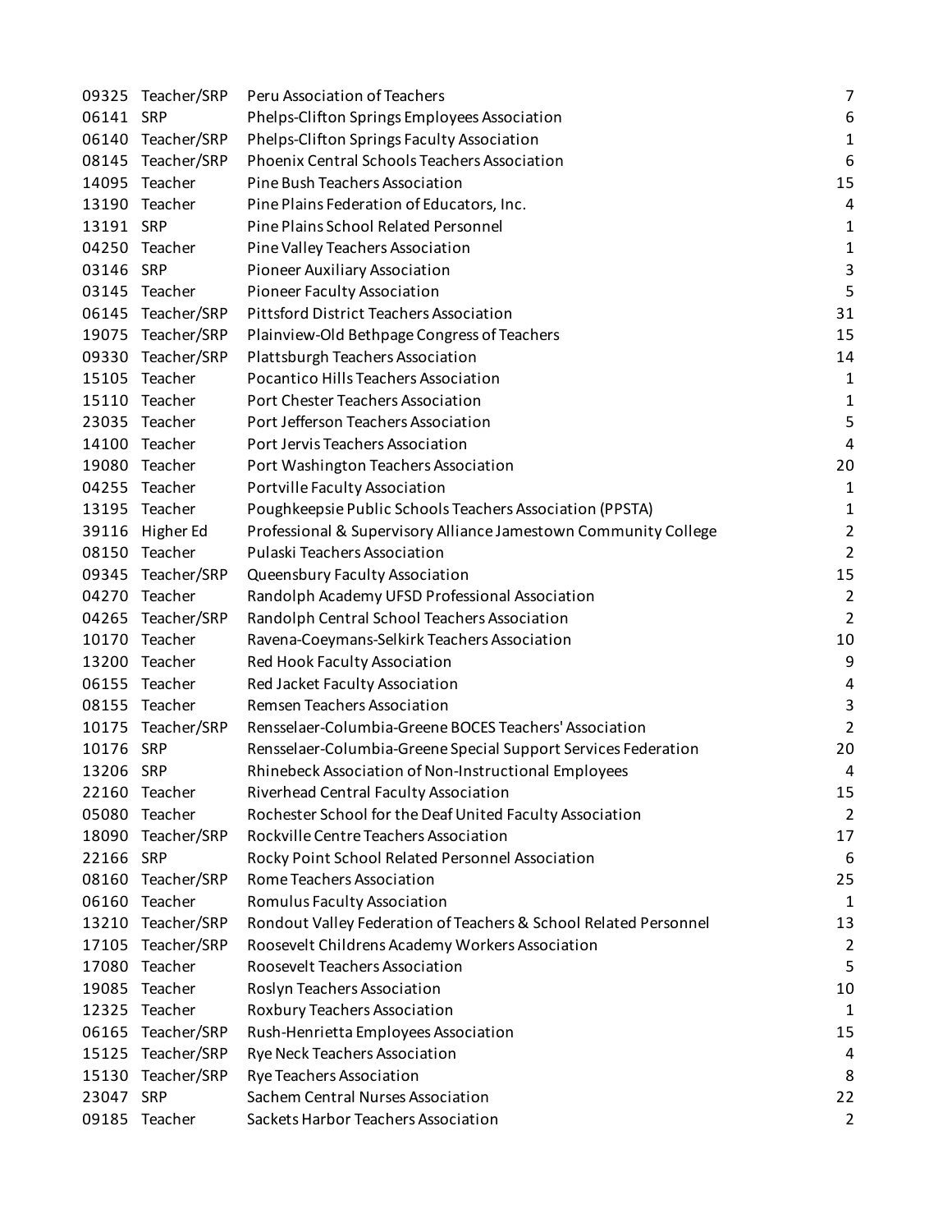| | | | |
|---|---|---|---|
| 09325 | Teacher/SRP | Peru Association of Teachers | 7 |
| 06141 | SRP | Phelps-Clifton Springs Employees Association | 6 |
| 06140 | Teacher/SRP | Phelps-Clifton Springs Faculty Association | 1 |
| 08145 | Teacher/SRP | Phoenix Central Schools Teachers Association | 6 |
| 14095 | Teacher | Pine Bush Teachers Association | 15 |
| 13190 | Teacher | Pine Plains Federation of Educators, Inc. | 4 |
| 13191 | SRP | Pine Plains School Related Personnel | 1 |
| 04250 | Teacher | Pine Valley Teachers Association | 1 |
| 03146 | SRP | Pioneer Auxiliary Association | 3 |
| 03145 | Teacher | Pioneer Faculty Association | 5 |
| 06145 | Teacher/SRP | Pittsford District Teachers Association | 31 |
| 19075 | Teacher/SRP | Plainview-Old Bethpage Congress of Teachers | 15 |
| 09330 | Teacher/SRP | Plattsburgh Teachers Association | 14 |
| 15105 | Teacher | Pocantico Hills Teachers Association | 1 |
| 15110 | Teacher | Port Chester Teachers Association | 1 |
| 23035 | Teacher | Port Jefferson Teachers Association | 5 |
| 14100 | Teacher | Port Jervis Teachers Association | 4 |
| 19080 | Teacher | Port Washington Teachers Association | 20 |
| 04255 | Teacher | Portville Faculty Association | 1 |
| 13195 | Teacher | Poughkeepsie Public Schools Teachers Association (PPSTA) | 1 |
| 39116 | Higher Ed | Professional & Supervisory Alliance Jamestown Community College | 2 |
| 08150 | Teacher | Pulaski Teachers Association | 2 |
| 09345 | Teacher/SRP | Queensbury Faculty Association | 15 |
| 04270 | Teacher | Randolph Academy UFSD Professional Association | 2 |
| 04265 | Teacher/SRP | Randolph Central School Teachers Association | 2 |
| 10170 | Teacher | Ravena-Coeymans-Selkirk Teachers Association | 10 |
| 13200 | Teacher | Red Hook Faculty Association | 9 |
| 06155 | Teacher | Red Jacket Faculty Association | 4 |
| 08155 | Teacher | Remsen Teachers Association | 3 |
| 10175 | Teacher/SRP | Rensselaer-Columbia-Greene BOCES Teachers' Association | 2 |
| 10176 | SRP | Rensselaer-Columbia-Greene Special Support Services Federation | 20 |
| 13206 | SRP | Rhinebeck Association of Non-Instructional Employees | 4 |
| 22160 | Teacher | Riverhead Central Faculty Association | 15 |
| 05080 | Teacher | Rochester School for the Deaf United Faculty Association | 2 |
| 18090 | Teacher/SRP | Rockville Centre Teachers Association | 17 |
| 22166 | SRP | Rocky Point School Related Personnel Association | 6 |
| 08160 | Teacher/SRP | Rome Teachers Association | 25 |
| 06160 | Teacher | Romulus Faculty Association | 1 |
| 13210 | Teacher/SRP | Rondout Valley Federation of Teachers & School Related Personnel | 13 |
| 17105 | Teacher/SRP | Roosevelt Childrens Academy Workers Association | 2 |
| 17080 | Teacher | Roosevelt Teachers Association | 5 |
| 19085 | Teacher | Roslyn Teachers Association | 10 |
| 12325 | Teacher | Roxbury Teachers Association | 1 |
| 06165 | Teacher/SRP | Rush-Henrietta Employees Association | 15 |
| 15125 | Teacher/SRP | Rye Neck Teachers Association | 4 |
| 15130 | Teacher/SRP | Rye Teachers Association | 8 |
| 23047 | SRP | Sachem Central Nurses Association | 22 |
| 09185 | Teacher | Sackets Harbor Teachers Association | 2 |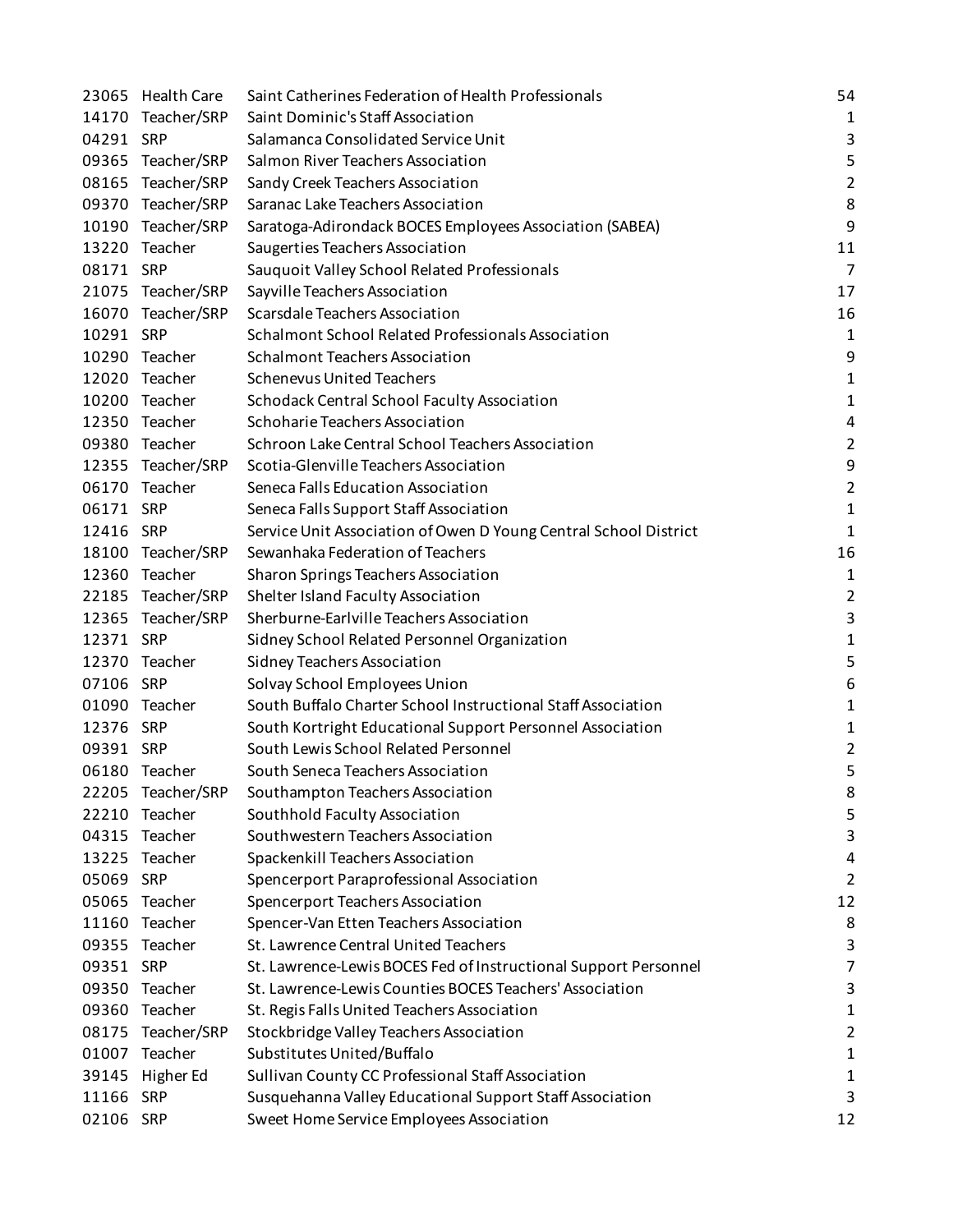| | | | |
|---|---|---|---|
| 23065 | Health Care | Saint Catherines Federation of Health Professionals | 54 |
| 14170 | Teacher/SRP | Saint Dominic's Staff Association | 1 |
| 04291 | SRP | Salamanca Consolidated Service Unit | 3 |
| 09365 | Teacher/SRP | Salmon River Teachers Association | 5 |
| 08165 | Teacher/SRP | Sandy Creek Teachers Association | 2 |
| 09370 | Teacher/SRP | Saranac Lake Teachers Association | 8 |
| 10190 | Teacher/SRP | Saratoga-Adirondack BOCES Employees Association (SABEA) | 9 |
| 13220 | Teacher | Saugerties Teachers Association | 11 |
| 08171 | SRP | Sauquoit Valley School Related Professionals | 7 |
| 21075 | Teacher/SRP | Sayville Teachers Association | 17 |
| 16070 | Teacher/SRP | Scarsdale Teachers Association | 16 |
| 10291 | SRP | Schalmont School Related Professionals Association | 1 |
| 10290 | Teacher | Schalmont Teachers Association | 9 |
| 12020 | Teacher | Schenevus United Teachers | 1 |
| 10200 | Teacher | Schodack Central School Faculty Association | 1 |
| 12350 | Teacher | Schoharie Teachers Association | 4 |
| 09380 | Teacher | Schroon Lake Central School Teachers Association | 2 |
| 12355 | Teacher/SRP | Scotia-Glenville Teachers Association | 9 |
| 06170 | Teacher | Seneca Falls Education Association | 2 |
| 06171 | SRP | Seneca Falls Support Staff Association | 1 |
| 12416 | SRP | Service Unit Association of Owen D Young Central School District | 1 |
| 18100 | Teacher/SRP | Sewanhaka Federation of Teachers | 16 |
| 12360 | Teacher | Sharon Springs Teachers Association | 1 |
| 22185 | Teacher/SRP | Shelter Island Faculty Association | 2 |
| 12365 | Teacher/SRP | Sherburne-Earlville Teachers Association | 3 |
| 12371 | SRP | Sidney School Related Personnel Organization | 1 |
| 12370 | Teacher | Sidney Teachers Association | 5 |
| 07106 | SRP | Solvay School Employees Union | 6 |
| 01090 | Teacher | South Buffalo Charter School Instructional Staff Association | 1 |
| 12376 | SRP | South Kortright Educational Support Personnel Association | 1 |
| 09391 | SRP | South Lewis School Related Personnel | 2 |
| 06180 | Teacher | South Seneca Teachers Association | 5 |
| 22205 | Teacher/SRP | Southampton Teachers Association | 8 |
| 22210 | Teacher | Southhold Faculty Association | 5 |
| 04315 | Teacher | Southwestern Teachers Association | 3 |
| 13225 | Teacher | Spackenkill Teachers Association | 4 |
| 05069 | SRP | Spencerport Paraprofessional Association | 2 |
| 05065 | Teacher | Spencerport Teachers Association | 12 |
| 11160 | Teacher | Spencer-Van Etten Teachers Association | 8 |
| 09355 | Teacher | St. Lawrence Central United Teachers | 3 |
| 09351 | SRP | St. Lawrence-Lewis BOCES Fed of Instructional Support Personnel | 7 |
| 09350 | Teacher | St. Lawrence-Lewis Counties BOCES Teachers' Association | 3 |
| 09360 | Teacher | St. Regis Falls United Teachers Association | 1 |
| 08175 | Teacher/SRP | Stockbridge Valley Teachers Association | 2 |
| 01007 | Teacher | Substitutes United/Buffalo | 1 |
| 39145 | Higher Ed | Sullivan County CC Professional Staff Association | 1 |
| 11166 | SRP | Susquehanna Valley Educational Support Staff Association | 3 |
| 02106 | SRP | Sweet Home Service Employees Association | 12 |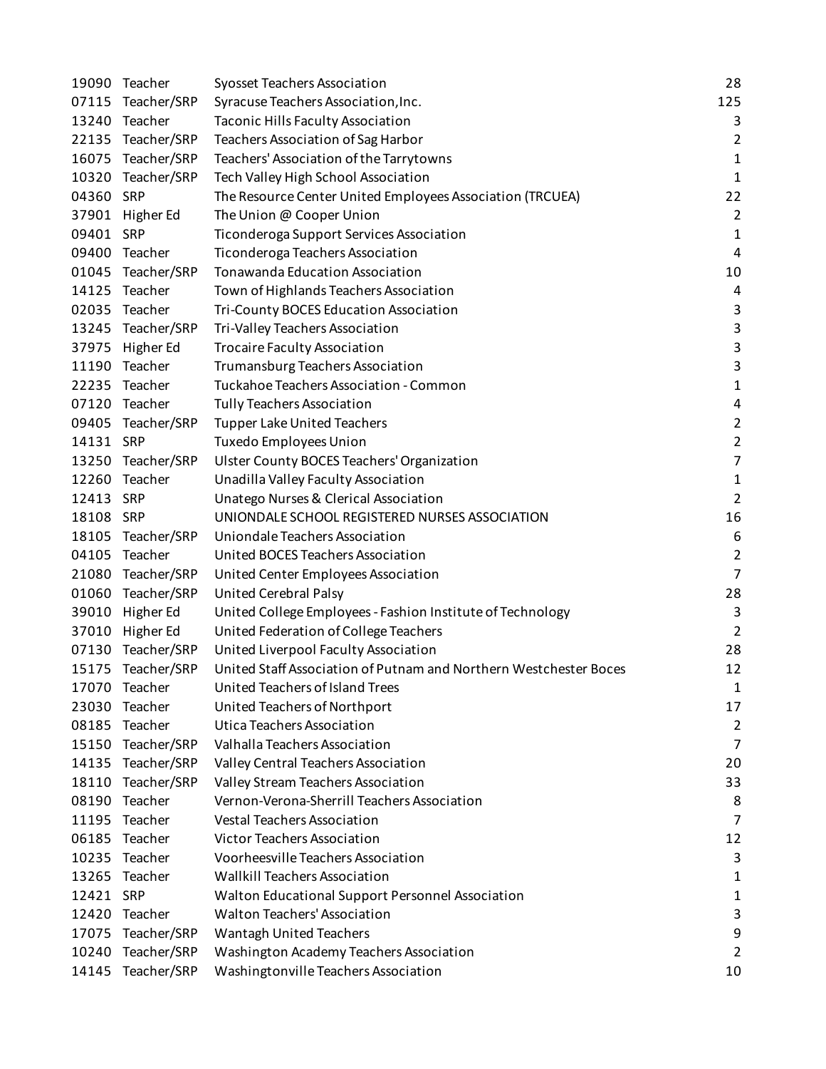| | | | |
|---|---|---|---|
| 19090 | Teacher | Syosset Teachers Association | 28 |
| 07115 | Teacher/SRP | Syracuse Teachers Association,Inc. | 125 |
| 13240 | Teacher | Taconic Hills Faculty Association | 3 |
| 22135 | Teacher/SRP | Teachers Association of Sag Harbor | 2 |
| 16075 | Teacher/SRP | Teachers' Association of the Tarrytowns | 1 |
| 10320 | Teacher/SRP | Tech Valley High School Association | 1 |
| 04360 | SRP | The Resource Center United Employees Association (TRCUEA) | 22 |
| 37901 | Higher Ed | The Union @ Cooper Union | 2 |
| 09401 | SRP | Ticonderoga Support Services Association | 1 |
| 09400 | Teacher | Ticonderoga Teachers Association | 4 |
| 01045 | Teacher/SRP | Tonawanda Education Association | 10 |
| 14125 | Teacher | Town of Highlands Teachers Association | 4 |
| 02035 | Teacher | Tri-County BOCES Education Association | 3 |
| 13245 | Teacher/SRP | Tri-Valley Teachers Association | 3 |
| 37975 | Higher Ed | Trocaire Faculty Association | 3 |
| 11190 | Teacher | Trumansburg Teachers Association | 3 |
| 22235 | Teacher | Tuckahoe Teachers Association - Common | 1 |
| 07120 | Teacher | Tully Teachers Association | 4 |
| 09405 | Teacher/SRP | Tupper Lake United Teachers | 2 |
| 14131 | SRP | Tuxedo Employees Union | 2 |
| 13250 | Teacher/SRP | Ulster County BOCES Teachers' Organization | 7 |
| 12260 | Teacher | Unadilla Valley Faculty Association | 1 |
| 12413 | SRP | Unatego Nurses & Clerical Association | 2 |
| 18108 | SRP | UNIONDALE SCHOOL REGISTERED NURSES ASSOCIATION | 16 |
| 18105 | Teacher/SRP | Uniondale Teachers Association | 6 |
| 04105 | Teacher | United BOCES Teachers Association | 2 |
| 21080 | Teacher/SRP | United Center Employees Association | 7 |
| 01060 | Teacher/SRP | United Cerebral Palsy | 28 |
| 39010 | Higher Ed | United College Employees - Fashion Institute of Technology | 3 |
| 37010 | Higher Ed | United Federation of College Teachers | 2 |
| 07130 | Teacher/SRP | United Liverpool Faculty Association | 28 |
| 15175 | Teacher/SRP | United Staff Association of Putnam and Northern Westchester Boces | 12 |
| 17070 | Teacher | United Teachers of Island Trees | 1 |
| 23030 | Teacher | United Teachers of Northport | 17 |
| 08185 | Teacher | Utica Teachers Association | 2 |
| 15150 | Teacher/SRP | Valhalla Teachers Association | 7 |
| 14135 | Teacher/SRP | Valley Central Teachers Association | 20 |
| 18110 | Teacher/SRP | Valley Stream Teachers Association | 33 |
| 08190 | Teacher | Vernon-Verona-Sherrill Teachers Association | 8 |
| 11195 | Teacher | Vestal Teachers Association | 7 |
| 06185 | Teacher | Victor Teachers Association | 12 |
| 10235 | Teacher | Voorheesville Teachers Association | 3 |
| 13265 | Teacher | Wallkill Teachers Association | 1 |
| 12421 | SRP | Walton Educational Support Personnel Association | 1 |
| 12420 | Teacher | Walton Teachers' Association | 3 |
| 17075 | Teacher/SRP | Wantagh United Teachers | 9 |
| 10240 | Teacher/SRP | Washington Academy Teachers Association | 2 |
| 14145 | Teacher/SRP | Washingtonville Teachers Association | 10 |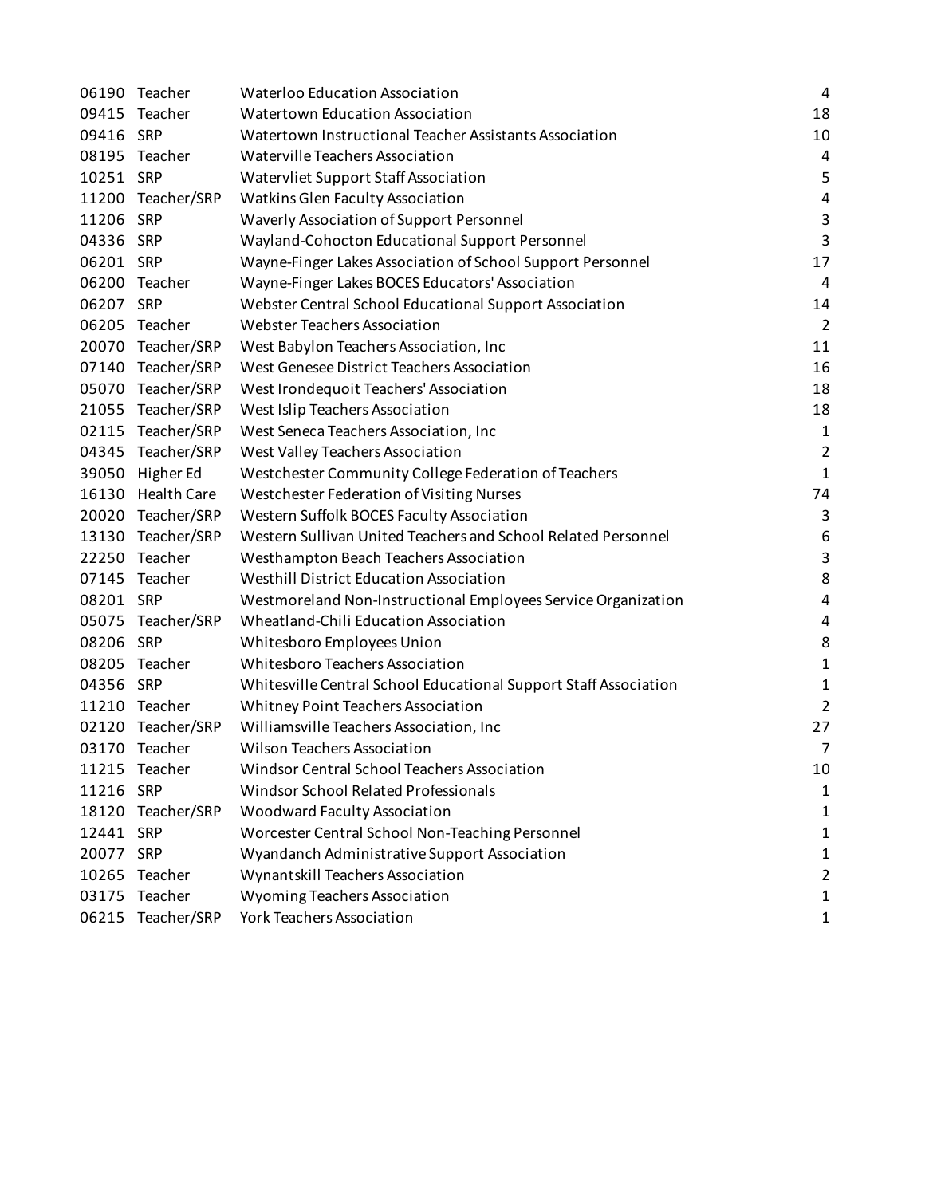| | | | |
|---|---|---|---|
| 06190 | Teacher | Waterloo Education Association | 4 |
| 09415 | Teacher | Watertown Education Association | 18 |
| 09416 | SRP | Watertown Instructional Teacher Assistants Association | 10 |
| 08195 | Teacher | Waterville Teachers Association | 4 |
| 10251 | SRP | Watervliet Support Staff Association | 5 |
| 11200 | Teacher/SRP | Watkins Glen Faculty Association | 4 |
| 11206 | SRP | Waverly Association of Support Personnel | 3 |
| 04336 | SRP | Wayland-Cohocton Educational Support Personnel | 3 |
| 06201 | SRP | Wayne-Finger Lakes Association of School Support Personnel | 17 |
| 06200 | Teacher | Wayne-Finger Lakes BOCES Educators' Association | 4 |
| 06207 | SRP | Webster Central School Educational Support Association | 14 |
| 06205 | Teacher | Webster Teachers Association | 2 |
| 20070 | Teacher/SRP | West Babylon Teachers Association, Inc | 11 |
| 07140 | Teacher/SRP | West Genesee District Teachers Association | 16 |
| 05070 | Teacher/SRP | West Irondequoit Teachers' Association | 18 |
| 21055 | Teacher/SRP | West Islip Teachers Association | 18 |
| 02115 | Teacher/SRP | West Seneca Teachers Association, Inc | 1 |
| 04345 | Teacher/SRP | West Valley Teachers Association | 2 |
| 39050 | Higher Ed | Westchester Community College Federation of Teachers | 1 |
| 16130 | Health Care | Westchester Federation of Visiting Nurses | 74 |
| 20020 | Teacher/SRP | Western Suffolk BOCES Faculty Association | 3 |
| 13130 | Teacher/SRP | Western Sullivan United Teachers and School Related Personnel | 6 |
| 22250 | Teacher | Westhampton Beach Teachers Association | 3 |
| 07145 | Teacher | Westhill District Education Association | 8 |
| 08201 | SRP | Westmoreland Non-Instructional Employees Service Organization | 4 |
| 05075 | Teacher/SRP | Wheatland-Chili Education Association | 4 |
| 08206 | SRP | Whitesboro Employees Union | 8 |
| 08205 | Teacher | Whitesboro Teachers Association | 1 |
| 04356 | SRP | Whitesville Central School Educational Support Staff Association | 1 |
| 11210 | Teacher | Whitney Point Teachers Association | 2 |
| 02120 | Teacher/SRP | Williamsville Teachers Association, Inc | 27 |
| 03170 | Teacher | Wilson Teachers Association | 7 |
| 11215 | Teacher | Windsor Central School Teachers Association | 10 |
| 11216 | SRP | Windsor School Related Professionals | 1 |
| 18120 | Teacher/SRP | Woodward Faculty Association | 1 |
| 12441 | SRP | Worcester Central School Non-Teaching Personnel | 1 |
| 20077 | SRP | Wyandanch Administrative Support Association | 1 |
| 10265 | Teacher | Wynantskill Teachers Association | 2 |
| 03175 | Teacher | Wyoming Teachers Association | 1 |
| 06215 | Teacher/SRP | York Teachers Association | 1 |